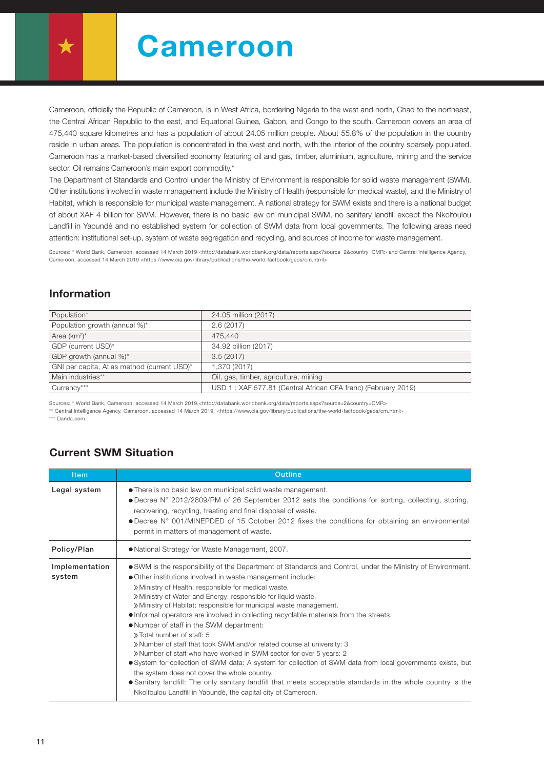# Cameroon

Cameroon, officially the Republic of Cameroon, is in West Africa, bordering Nigeria to the west and north, Chad to the northeast, the Central African Republic to the east, and Equatorial Guinea, Gabon, and Congo to the south. Cameroon covers an area of 475,440 square kilometres and has a population of about 24.05 million people. About 55.8% of the population in the country reside in urban areas. The population is concentrated in the west and north, with the interior of the country sparsely populated. Cameroon has a market-based diversified economy featuring oil and gas, timber, aluminium, agriculture, mining and the service sector. Oil remains Cameroon's main export commodity.*

The Department of Standards and Control under the Ministry of Environment is responsible for solid waste management (SWM). Other institutions involved in waste management include the Ministry of Health (responsible for medical waste), and the Ministry of Habitat, which is responsible for municipal waste management. A national strategy for SWM exists and there is a national budget of about XAF 4 billion for SWM. However, there is no basic law on municipal SWM, no sanitary landfill except the Nkolfoulou Landfill in Yaoundé and no established system for collection of SWM data from local governments. The following areas need attention: institutional set-up, system of waste segregation and recycling, and sources of income for waste management.

Sources: * World Bank, Cameroon, accessed 14 March 2019 <http://databank.worldbank.org/data/reports.aspx?source=2&country=CMR> and Central Intelligence Agency, Cameroon, accessed 14 March 2019 <https://www.cia.gov/library/publications/the-world-factbook/geos/cm.html>

## Information

| | |
|---|---|
| Population* | 24.05 million (2017) |
| Population growth (annual %)* | 2.6 (2017) |
| Area (km$^2$)* | 475,440 |
| GDP (current USD)* | 34.92 billion (2017) |
| GDP growth (annual %)* | 3.5 (2017) |
| GNI per capita, Atlas method (current USD)* | 1,370 (2017) |
| Main industries** | Oil, gas, timber, agriculture, mining |
| Currency*** | USD 1 : XAF 577.81 (Central African CFA franc) (February 2019) |

Sources: * World Bank, Cameroon, accessed 14 March 2019,<http://databank.worldbank.org/data/reports.aspx?source=2&country=CMR>
** Central Intelligence Agency, Cameroon, accessed 14 March 2019, <https://www.cia.gov/library/publications/the-world-factbook/geos/cm.html>
*** Oanda.com

## Current SWM Situation

| Item | Outline |
|---|---|
| **Legal system** | ● There is no basic law on municipal solid waste management.<br>● Decree N° 2012/2809/PM of 26 September 2012 sets the conditions for sorting, collecting, storing, recovering, recycling, treating and final disposal of waste.<br>● Decree N° 001/MINEPDED of 15 October 2012 fixes the conditions for obtaining an environmental permit in matters of management of waste. |
| **Policy/Plan** | ● National Strategy for Waste Management, 2007. |
| **Implementation system** | ● SWM is the responsibility of the Department of Standards and Control, under the Ministry of Environment.<br>● Other institutions involved in waste management include:<br>» Ministry of Health: responsible for medical waste.<br>» Ministry of Water and Energy: responsible for liquid waste.<br>» Ministry of Habitat: responsible for municipal waste management.<br>● Informal operators are involved in collecting recyclable materials from the streets.<br>● Number of staff in the SWM department:<br>» Total number of staff: 5<br>» Number of staff that took SWM and/or related course at university: 3<br>» Number of staff who have worked in SWM sector for over 5 years: 2<br>● System for collection of SWM data: A system for collection of SWM data from local governments exists, but the system does not cover the whole country.<br>● Sanitary landfill: The only sanitary landfill that meets acceptable standards in the whole country is the Nkolfoulou Landfill in Yaoundé, the capital city of Cameroon. |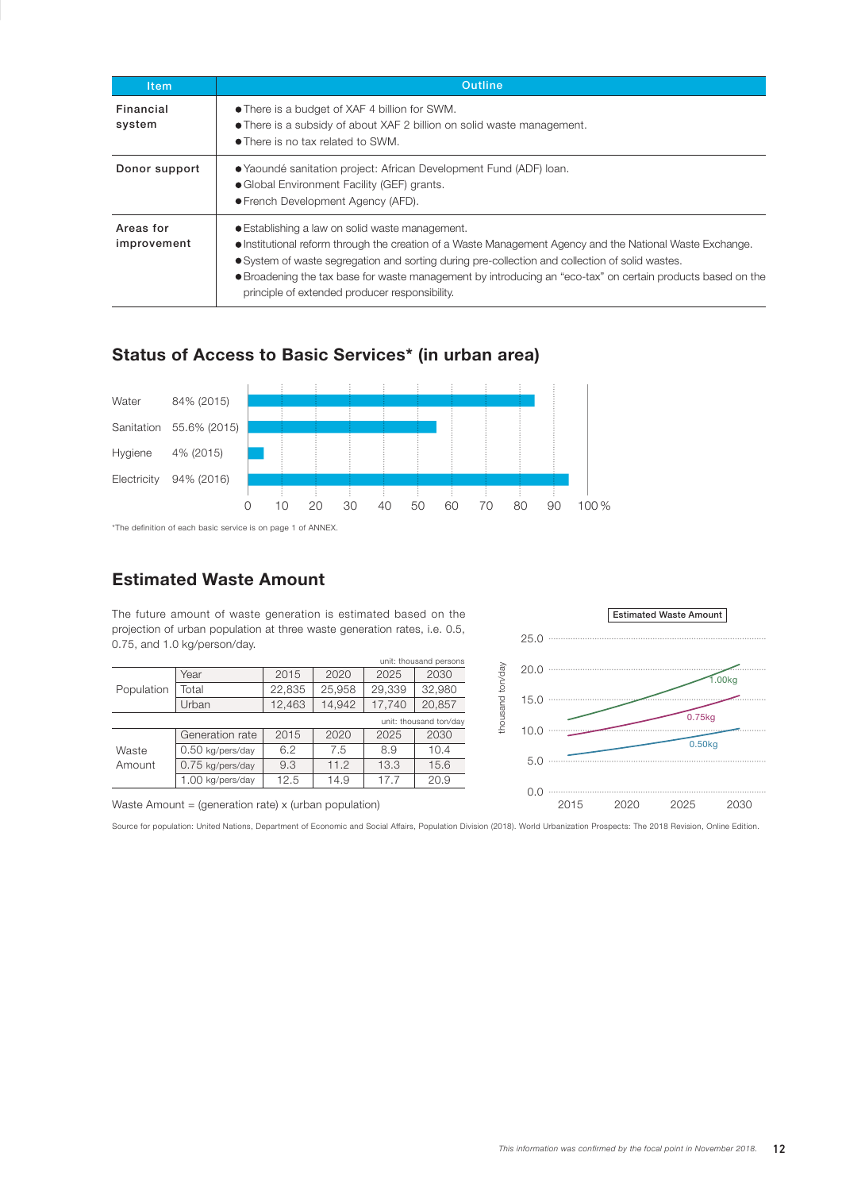| Item | Outline |
| --- | --- |
| Financial system | ● There is a budget of XAF 4 billion for SWM.<br>● There is a subsidy of about XAF 2 billion on solid waste management.<br>● There is no tax related to SWM. |
| Donor support | ● Yaoundé sanitation project: African Development Fund (ADF) loan.<br>● Global Environment Facility (GEF) grants.<br>● French Development Agency (AFD). |
| Areas for improvement | ● Establishing a law on solid waste management.<br>● Institutional reform through the creation of a Waste Management Agency and the National Waste Exchange.<br>● System of waste segregation and sorting during pre-collection and collection of solid wastes.<br>● Broadening the tax base for waste management by introducing an "eco-tax" on certain products based on the principle of extended producer responsibility. |

## Status of Access to Basic Services* (in urban area)

Water 84% (2015)
Sanitation 55.6% (2015)
Hygiene 4% (2015)
Electricity 94% (2016)

0 10 20 30 40 50 60 70 80 90 100 %

*The definition of each basic service is on page 1 of ANNEX.

## Estimated Waste Amount

The future amount of waste generation is estimated based on the projection of urban population at three waste generation rates, i.e. 0.5, 0.75, and 1.0 kg/person/day.

unit: thousand persons

| | Year | 2015 | 2020 | 2025 | 2030 |
| --- | --- | --- | --- | --- | --- |
| Population | Total | 22,835 | 25,958 | 29,339 | 32,980 |
| | Urban | 12,463 | 14,942 | 17,740 | 20,857 |

unit: thousand ton/day

| | Generation rate | 2015 | 2020 | 2025 | 2030 |
| --- | --- | --- | --- | --- | --- |
| Waste Amount | 0.50 kg/pers/day | 6.2 | 7.5 | 8.9 | 10.4 |
| | 0.75 kg/pers/day | 9.3 | 11.2 | 13.3 | 15.6 |
| | 1.00 kg/pers/day | 12.5 | 14.9 | 17.7 | 20.9 |

Waste Amount = (generation rate) x (urban population)

Estimated Waste Amount

thousand ton/day

25.0
20.0
15.0
10.0
5.0
0.0

2015 2020 2025 2030

1.00kg
0.75kg
0.50kg

Source for population: United Nations, Department of Economic and Social Affairs, Population Division (2018). World Urbanization Prospects: The 2018 Revision, Online Edition.

*This information was confirmed by the focal point in November 2018.*